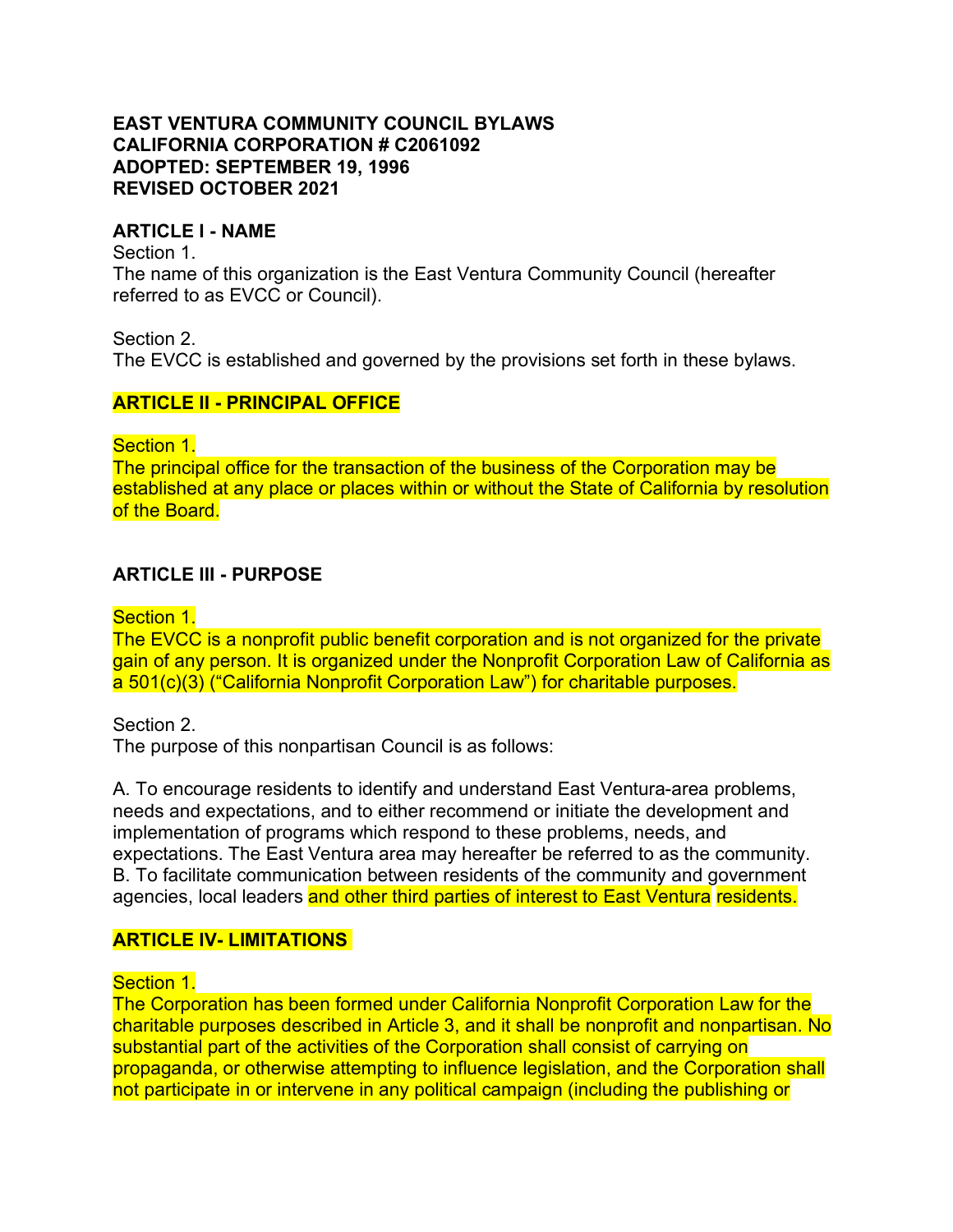**EAST VENTURA COMMUNITY COUNCIL BYLAWS**
**CALIFORNIA CORPORATION # C2061092**
**ADOPTED: SEPTEMBER 19, 1996**
**REVISED OCTOBER 2021**

## ARTICLE I - NAME

Section 1.
The name of this organization is the East Ventura Community Council (hereafter referred to as EVCC or Council).

Section 2.
The EVCC is established and governed by the provisions set forth in these bylaws.

## ARTICLE II - PRINCIPAL OFFICE

Section 1.
The principal office for the transaction of the business of the Corporation may be established at any place or places within or without the State of California by resolution of the Board.

## ARTICLE III - PURPOSE

Section 1.
The EVCC is a nonprofit public benefit corporation and is not organized for the private gain of any person. It is organized under the Nonprofit Corporation Law of California as a 501(c)(3) ("California Nonprofit Corporation Law") for charitable purposes.

Section 2.
The purpose of this nonpartisan Council is as follows:

A. To encourage residents to identify and understand East Ventura-area problems, needs and expectations, and to either recommend or initiate the development and implementation of programs which respond to these problems, needs, and expectations. The East Ventura area may hereafter be referred to as the community.
B. To facilitate communication between residents of the community and government agencies, local leaders and other third parties of interest to East Ventura residents.

## ARTICLE IV- LIMITATIONS

Section 1.
The Corporation has been formed under California Nonprofit Corporation Law for the charitable purposes described in Article 3, and it shall be nonprofit and nonpartisan. No substantial part of the activities of the Corporation shall consist of carrying on propaganda, or otherwise attempting to influence legislation, and the Corporation shall not participate in or intervene in any political campaign (including the publishing or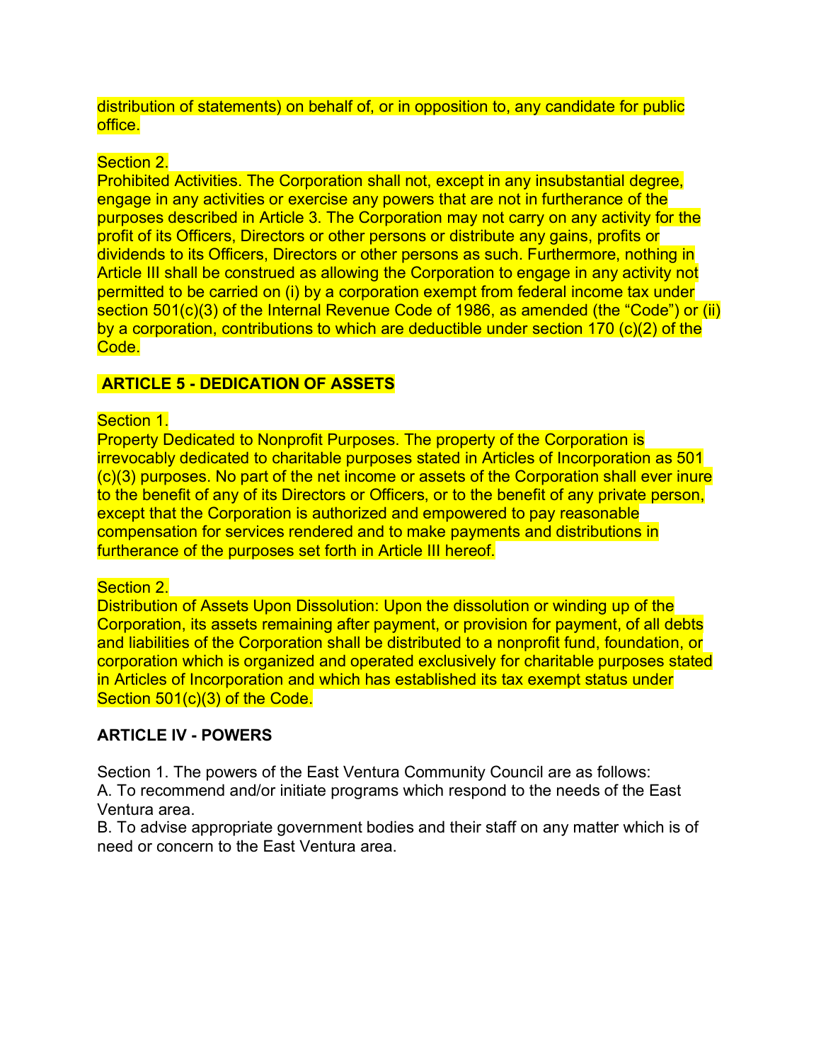distribution of statements) on behalf of, or in opposition to, any candidate for public office.

Section 2.
Prohibited Activities. The Corporation shall not, except in any insubstantial degree, engage in any activities or exercise any powers that are not in furtherance of the purposes described in Article 3. The Corporation may not carry on any activity for the profit of its Officers, Directors or other persons or distribute any gains, profits or dividends to its Officers, Directors or other persons as such. Furthermore, nothing in Article III shall be construed as allowing the Corporation to engage in any activity not permitted to be carried on (i) by a corporation exempt from federal income tax under section 501(c)(3) of the Internal Revenue Code of 1986, as amended (the "Code") or (ii) by a corporation, contributions to which are deductible under section 170 (c)(2) of the Code.

**ARTICLE 5 - DEDICATION OF ASSETS**

Section 1.
Property Dedicated to Nonprofit Purposes. The property of the Corporation is irrevocably dedicated to charitable purposes stated in Articles of Incorporation as 501 (c)(3) purposes. No part of the net income or assets of the Corporation shall ever inure to the benefit of any of its Directors or Officers, or to the benefit of any private person, except that the Corporation is authorized and empowered to pay reasonable compensation for services rendered and to make payments and distributions in furtherance of the purposes set forth in Article III hereof.

Section 2.
Distribution of Assets Upon Dissolution: Upon the dissolution or winding up of the Corporation, its assets remaining after payment, or provision for payment, of all debts and liabilities of the Corporation shall be distributed to a nonprofit fund, foundation, or corporation which is organized and operated exclusively for charitable purposes stated in Articles of Incorporation and which has established its tax exempt status under Section 501(c)(3) of the Code.

**ARTICLE IV - POWERS**

Section 1. The powers of the East Ventura Community Council are as follows:
A. To recommend and/or initiate programs which respond to the needs of the East Ventura area.
B. To advise appropriate government bodies and their staff on any matter which is of need or concern to the East Ventura area.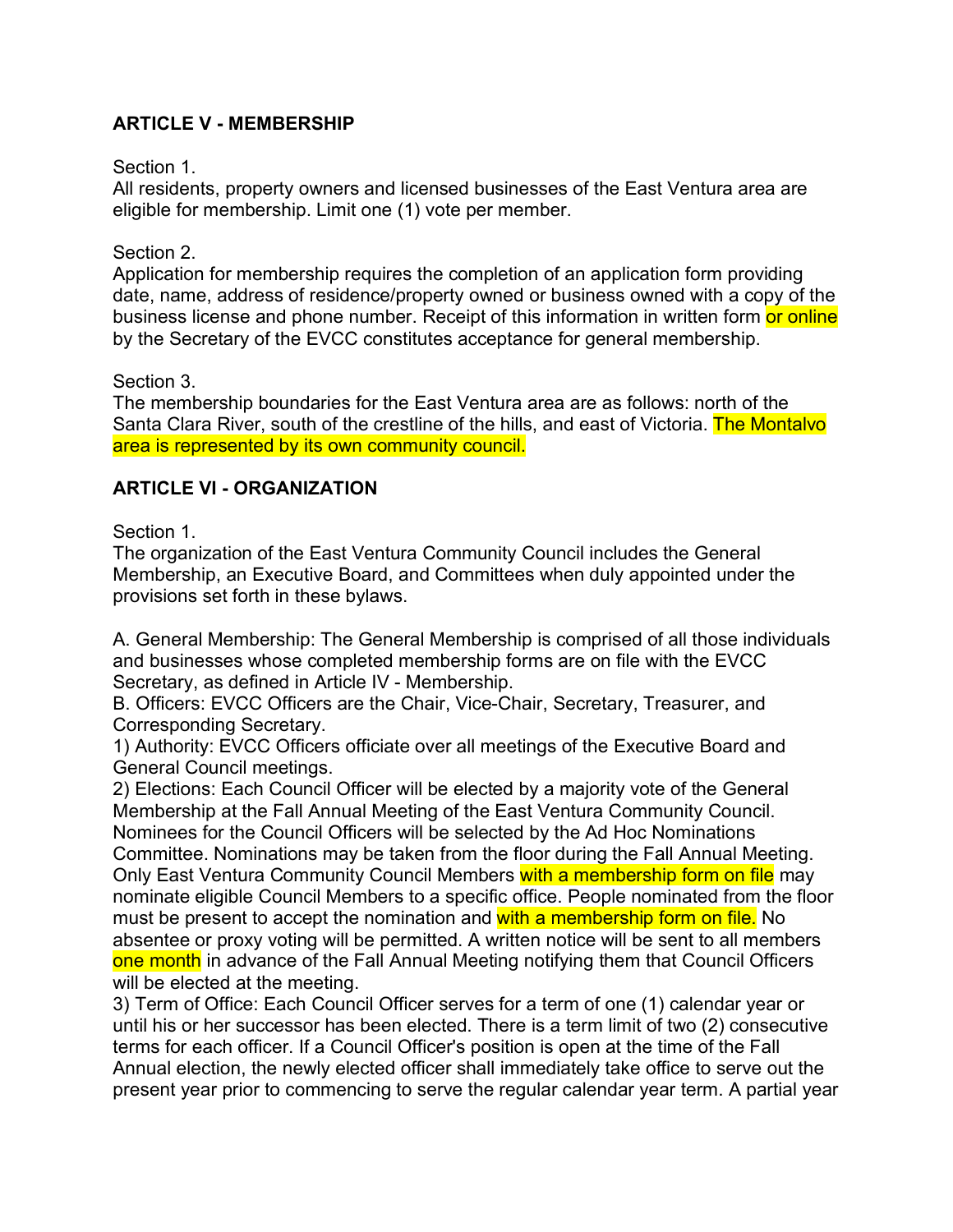## ARTICLE V - MEMBERSHIP

Section 1.
All residents, property owners and licensed businesses of the East Ventura area are eligible for membership. Limit one (1) vote per member.

Section 2.
Application for membership requires the completion of an application form providing date, name, address of residence/property owned or business owned with a copy of the business license and phone number. Receipt of this information in written form or online by the Secretary of the EVCC constitutes acceptance for general membership.

Section 3.
The membership boundaries for the East Ventura area are as follows: north of the Santa Clara River, south of the crestline of the hills, and east of Victoria. The Montalvo area is represented by its own community council.

## ARTICLE VI - ORGANIZATION

Section 1.
The organization of the East Ventura Community Council includes the General Membership, an Executive Board, and Committees when duly appointed under the provisions set forth in these bylaws.

A. General Membership: The General Membership is comprised of all those individuals and businesses whose completed membership forms are on file with the EVCC Secretary, as defined in Article IV - Membership.
B. Officers: EVCC Officers are the Chair, Vice-Chair, Secretary, Treasurer, and Corresponding Secretary.
1) Authority: EVCC Officers officiate over all meetings of the Executive Board and General Council meetings.
2) Elections: Each Council Officer will be elected by a majority vote of the General Membership at the Fall Annual Meeting of the East Ventura Community Council. Nominees for the Council Officers will be selected by the Ad Hoc Nominations Committee. Nominations may be taken from the floor during the Fall Annual Meeting. Only East Ventura Community Council Members with a membership form on file may nominate eligible Council Members to a specific office. People nominated from the floor must be present to accept the nomination and with a membership form on file. No absentee or proxy voting will be permitted. A written notice will be sent to all members one month in advance of the Fall Annual Meeting notifying them that Council Officers will be elected at the meeting.
3) Term of Office: Each Council Officer serves for a term of one (1) calendar year or until his or her successor has been elected. There is a term limit of two (2) consecutive terms for each officer. If a Council Officer's position is open at the time of the Fall Annual election, the newly elected officer shall immediately take office to serve out the present year prior to commencing to serve the regular calendar year term. A partial year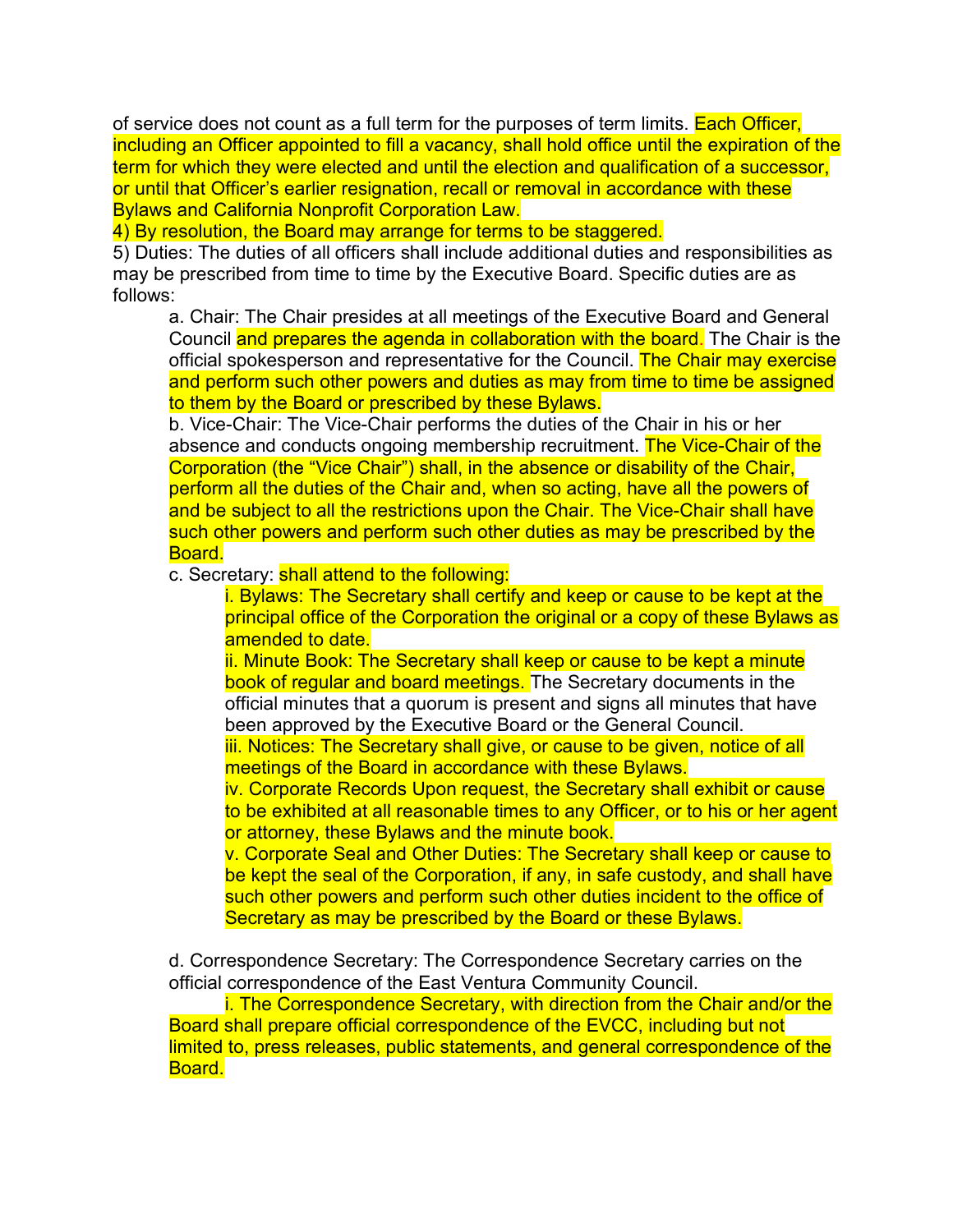of service does not count as a full term for the purposes of term limits. Each Officer, including an Officer appointed to fill a vacancy, shall hold office until the expiration of the term for which they were elected and until the election and qualification of a successor, or until that Officer's earlier resignation, recall or removal in accordance with these Bylaws and California Nonprofit Corporation Law.

4) By resolution, the Board may arrange for terms to be staggered.

5) Duties: The duties of all officers shall include additional duties and responsibilities as may be prescribed from time to time by the Executive Board. Specific duties are as follows:

a. Chair: The Chair presides at all meetings of the Executive Board and General Council and prepares the agenda in collaboration with the board. The Chair is the official spokesperson and representative for the Council. The Chair may exercise and perform such other powers and duties as may from time to time be assigned to them by the Board or prescribed by these Bylaws.

b. Vice-Chair: The Vice-Chair performs the duties of the Chair in his or her absence and conducts ongoing membership recruitment. The Vice-Chair of the Corporation (the "Vice Chair") shall, in the absence or disability of the Chair, perform all the duties of the Chair and, when so acting, have all the powers of and be subject to all the restrictions upon the Chair. The Vice-Chair shall have such other powers and perform such other duties as may be prescribed by the Board.

c. Secretary: shall attend to the following:

i. Bylaws: The Secretary shall certify and keep or cause to be kept at the principal office of the Corporation the original or a copy of these Bylaws as amended to date.

ii. Minute Book: The Secretary shall keep or cause to be kept a minute book of regular and board meetings. The Secretary documents in the official minutes that a quorum is present and signs all minutes that have been approved by the Executive Board or the General Council.

iii. Notices: The Secretary shall give, or cause to be given, notice of all meetings of the Board in accordance with these Bylaws.

iv. Corporate Records Upon request, the Secretary shall exhibit or cause to be exhibited at all reasonable times to any Officer, or to his or her agent or attorney, these Bylaws and the minute book.

v. Corporate Seal and Other Duties: The Secretary shall keep or cause to be kept the seal of the Corporation, if any, in safe custody, and shall have such other powers and perform such other duties incident to the office of Secretary as may be prescribed by the Board or these Bylaws.

d. Correspondence Secretary: The Correspondence Secretary carries on the official correspondence of the East Ventura Community Council.

i. The Correspondence Secretary, with direction from the Chair and/or the Board shall prepare official correspondence of the EVCC, including but not limited to, press releases, public statements, and general correspondence of the Board.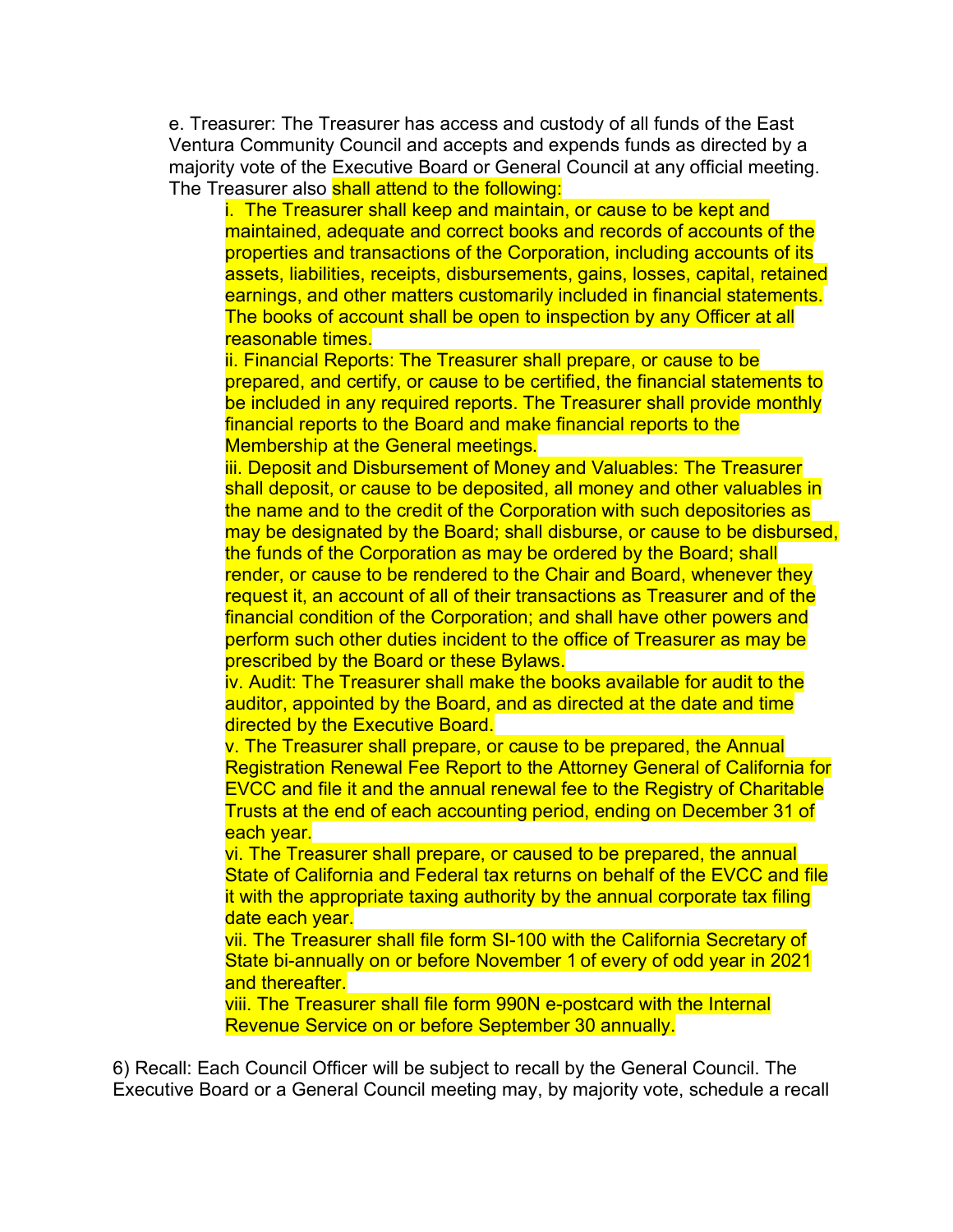e. Treasurer: The Treasurer has access and custody of all funds of the East Ventura Community Council and accepts and expends funds as directed by a majority vote of the Executive Board or General Council at any official meeting. The Treasurer also shall attend to the following:

i. The Treasurer shall keep and maintain, or cause to be kept and maintained, adequate and correct books and records of accounts of the properties and transactions of the Corporation, including accounts of its assets, liabilities, receipts, disbursements, gains, losses, capital, retained earnings, and other matters customarily included in financial statements. The books of account shall be open to inspection by any Officer at all reasonable times.

ii. Financial Reports: The Treasurer shall prepare, or cause to be prepared, and certify, or cause to be certified, the financial statements to be included in any required reports. The Treasurer shall provide monthly financial reports to the Board and make financial reports to the Membership at the General meetings.

iii. Deposit and Disbursement of Money and Valuables: The Treasurer shall deposit, or cause to be deposited, all money and other valuables in the name and to the credit of the Corporation with such depositories as may be designated by the Board; shall disburse, or cause to be disbursed, the funds of the Corporation as may be ordered by the Board; shall render, or cause to be rendered to the Chair and Board, whenever they request it, an account of all of their transactions as Treasurer and of the financial condition of the Corporation; and shall have other powers and perform such other duties incident to the office of Treasurer as may be prescribed by the Board or these Bylaws.

iv. Audit: The Treasurer shall make the books available for audit to the auditor, appointed by the Board, and as directed at the date and time directed by the Executive Board.

v. The Treasurer shall prepare, or cause to be prepared, the Annual Registration Renewal Fee Report to the Attorney General of California for EVCC and file it and the annual renewal fee to the Registry of Charitable Trusts at the end of each accounting period, ending on December 31 of each year.

vi. The Treasurer shall prepare, or caused to be prepared, the annual State of California and Federal tax returns on behalf of the EVCC and file it with the appropriate taxing authority by the annual corporate tax filing date each year.

vii. The Treasurer shall file form SI-100 with the California Secretary of State bi-annually on or before November 1 of every of odd year in 2021 and thereafter.

viii. The Treasurer shall file form 990N e-postcard with the Internal Revenue Service on or before September 30 annually.

6) Recall: Each Council Officer will be subject to recall by the General Council. The Executive Board or a General Council meeting may, by majority vote, schedule a recall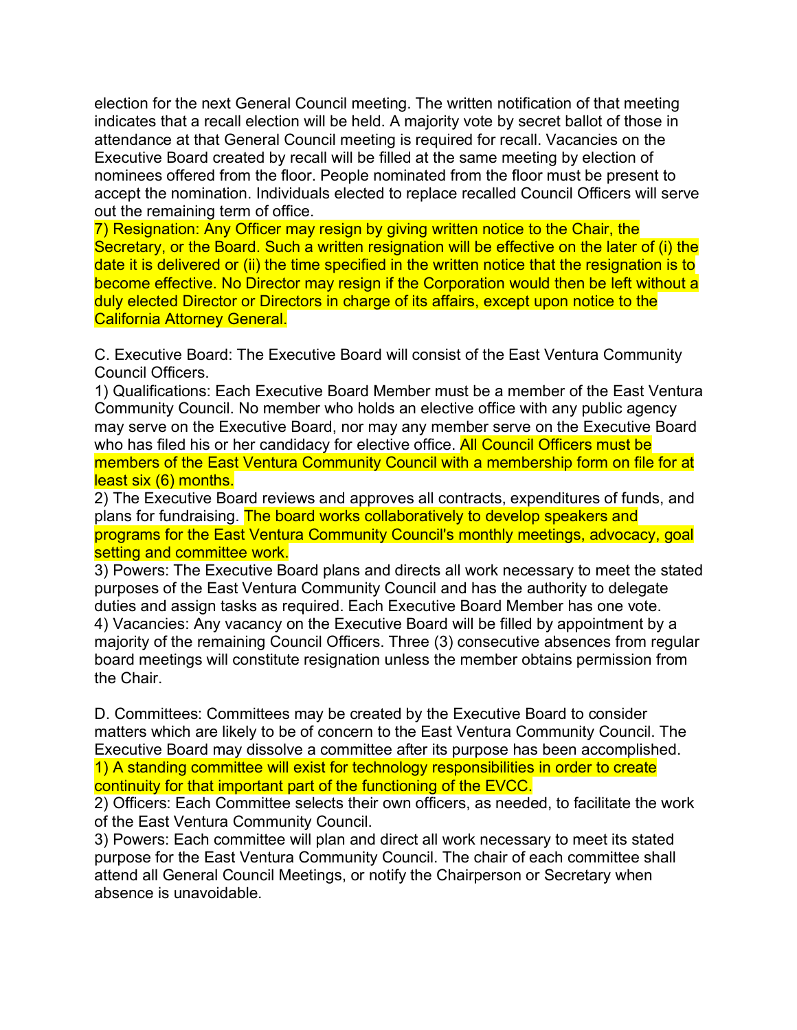election for the next General Council meeting. The written notification of that meeting indicates that a recall election will be held. A majority vote by secret ballot of those in attendance at that General Council meeting is required for recall. Vacancies on the Executive Board created by recall will be filled at the same meeting by election of nominees offered from the floor. People nominated from the floor must be present to accept the nomination. Individuals elected to replace recalled Council Officers will serve out the remaining term of office.

7) Resignation: Any Officer may resign by giving written notice to the Chair, the Secretary, or the Board. Such a written resignation will be effective on the later of (i) the date it is delivered or (ii) the time specified in the written notice that the resignation is to become effective. No Director may resign if the Corporation would then be left without a duly elected Director or Directors in charge of its affairs, except upon notice to the California Attorney General.

C. Executive Board: The Executive Board will consist of the East Ventura Community Council Officers.

1) Qualifications: Each Executive Board Member must be a member of the East Ventura Community Council. No member who holds an elective office with any public agency may serve on the Executive Board, nor may any member serve on the Executive Board who has filed his or her candidacy for elective office. All Council Officers must be members of the East Ventura Community Council with a membership form on file for at least six (6) months.

2) The Executive Board reviews and approves all contracts, expenditures of funds, and plans for fundraising. The board works collaboratively to develop speakers and programs for the East Ventura Community Council's monthly meetings, advocacy, goal setting and committee work.

3) Powers: The Executive Board plans and directs all work necessary to meet the stated purposes of the East Ventura Community Council and has the authority to delegate duties and assign tasks as required. Each Executive Board Member has one vote.

4) Vacancies: Any vacancy on the Executive Board will be filled by appointment by a majority of the remaining Council Officers. Three (3) consecutive absences from regular board meetings will constitute resignation unless the member obtains permission from the Chair.

D. Committees: Committees may be created by the Executive Board to consider matters which are likely to be of concern to the East Ventura Community Council. The Executive Board may dissolve a committee after its purpose has been accomplished.

1) A standing committee will exist for technology responsibilities in order to create continuity for that important part of the functioning of the EVCC.

2) Officers: Each Committee selects their own officers, as needed, to facilitate the work of the East Ventura Community Council.

3) Powers: Each committee will plan and direct all work necessary to meet its stated purpose for the East Ventura Community Council. The chair of each committee shall attend all General Council Meetings, or notify the Chairperson or Secretary when absence is unavoidable.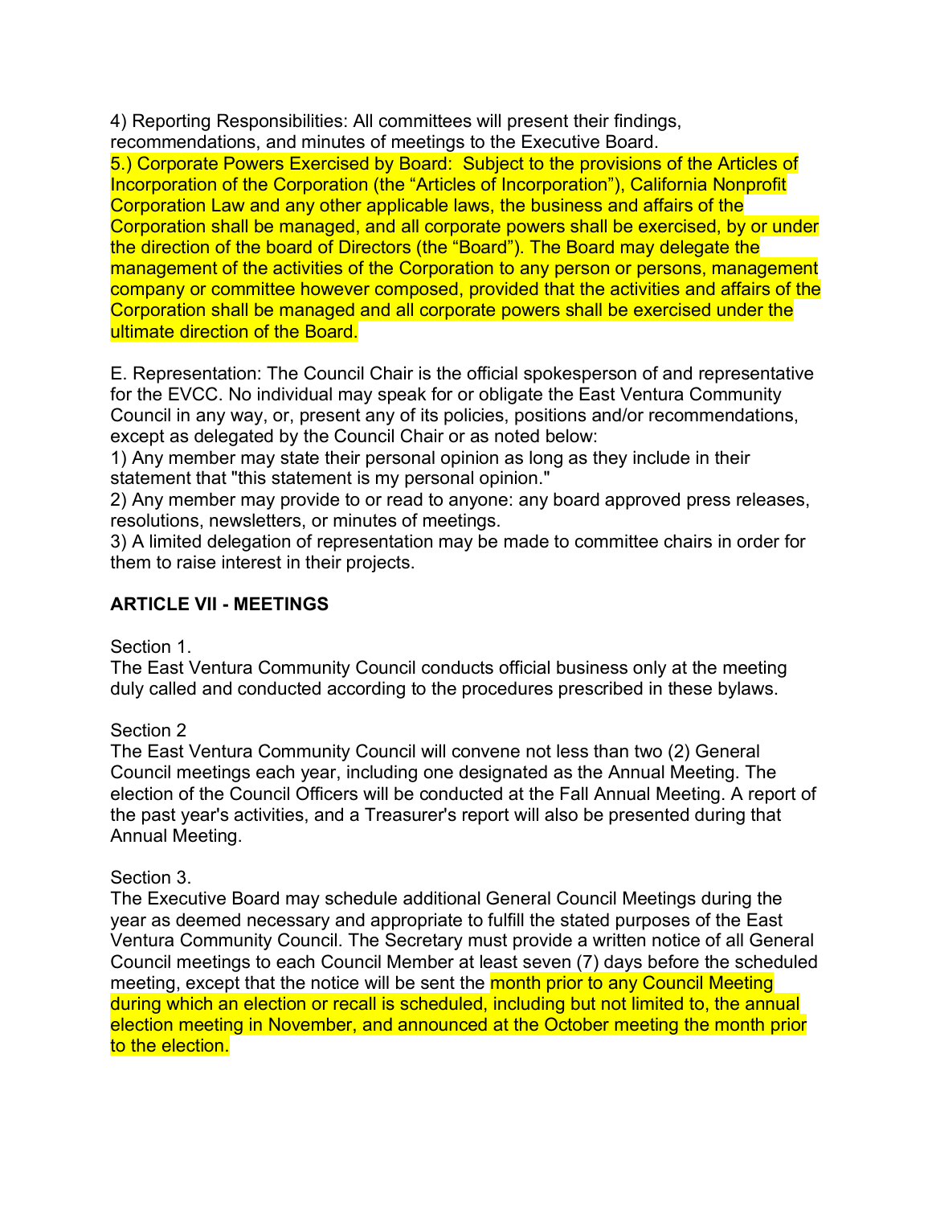4) Reporting Responsibilities: All committees will present their findings, recommendations, and minutes of meetings to the Executive Board.
5.) Corporate Powers Exercised by Board: Subject to the provisions of the Articles of Incorporation of the Corporation (the "Articles of Incorporation"), California Nonprofit Corporation Law and any other applicable laws, the business and affairs of the Corporation shall be managed, and all corporate powers shall be exercised, by or under the direction of the board of Directors (the "Board"). The Board may delegate the management of the activities of the Corporation to any person or persons, management company or committee however composed, provided that the activities and affairs of the Corporation shall be managed and all corporate powers shall be exercised under the ultimate direction of the Board.

E. Representation: The Council Chair is the official spokesperson of and representative for the EVCC. No individual may speak for or obligate the East Ventura Community Council in any way, or, present any of its policies, positions and/or recommendations, except as delegated by the Council Chair or as noted below:
1) Any member may state their personal opinion as long as they include in their statement that "this statement is my personal opinion."
2) Any member may provide to or read to anyone: any board approved press releases, resolutions, newsletters, or minutes of meetings.
3) A limited delegation of representation may be made to committee chairs in order for them to raise interest in their projects.

## ARTICLE VII - MEETINGS

Section 1.
The East Ventura Community Council conducts official business only at the meeting duly called and conducted according to the procedures prescribed in these bylaws.

Section 2
The East Ventura Community Council will convene not less than two (2) General Council meetings each year, including one designated as the Annual Meeting. The election of the Council Officers will be conducted at the Fall Annual Meeting. A report of the past year's activities, and a Treasurer's report will also be presented during that Annual Meeting.

Section 3.
The Executive Board may schedule additional General Council Meetings during the year as deemed necessary and appropriate to fulfill the stated purposes of the East Ventura Community Council. The Secretary must provide a written notice of all General Council meetings to each Council Member at least seven (7) days before the scheduled meeting, except that the notice will be sent the month prior to any Council Meeting during which an election or recall is scheduled, including but not limited to, the annual election meeting in November, and announced at the October meeting the month prior to the election.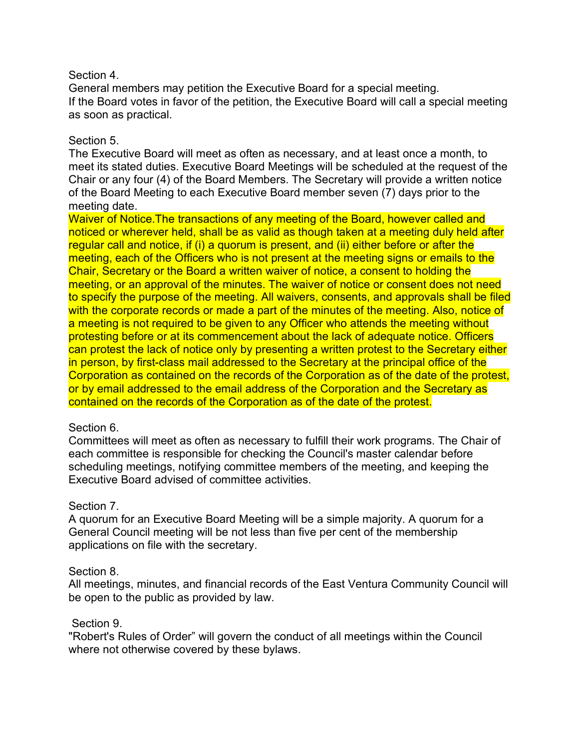Section 4.

General members may petition the Executive Board for a special meeting.
If the Board votes in favor of the petition, the Executive Board will call a special meeting as soon as practical.

Section 5.

The Executive Board will meet as often as necessary, and at least once a month, to meet its stated duties. Executive Board Meetings will be scheduled at the request of the Chair or any four (4) of the Board Members. The Secretary will provide a written notice of the Board Meeting to each Executive Board member seven (7) days prior to the meeting date.
Waiver of Notice.The transactions of any meeting of the Board, however called and noticed or wherever held, shall be as valid as though taken at a meeting duly held after regular call and notice, if (i) a quorum is present, and (ii) either before or after the meeting, each of the Officers who is not present at the meeting signs or emails to the Chair, Secretary or the Board a written waiver of notice, a consent to holding the meeting, or an approval of the minutes. The waiver of notice or consent does not need to specify the purpose of the meeting. All waivers, consents, and approvals shall be filed with the corporate records or made a part of the minutes of the meeting. Also, notice of a meeting is not required to be given to any Officer who attends the meeting without protesting before or at its commencement about the lack of adequate notice. Officers can protest the lack of notice only by presenting a written protest to the Secretary either in person, by first-class mail addressed to the Secretary at the principal office of the Corporation as contained on the records of the Corporation as of the date of the protest, or by email addressed to the email address of the Corporation and the Secretary as contained on the records of the Corporation as of the date of the protest.

Section 6.

Committees will meet as often as necessary to fulfill their work programs. The Chair of each committee is responsible for checking the Council's master calendar before scheduling meetings, notifying committee members of the meeting, and keeping the Executive Board advised of committee activities.

Section 7.

A quorum for an Executive Board Meeting will be a simple majority. A quorum for a General Council meeting will be not less than five per cent of the membership applications on file with the secretary.

Section 8.

All meetings, minutes, and financial records of the East Ventura Community Council will be open to the public as provided by law.

Section 9.

"Robert's Rules of Order" will govern the conduct of all meetings within the Council where not otherwise covered by these bylaws.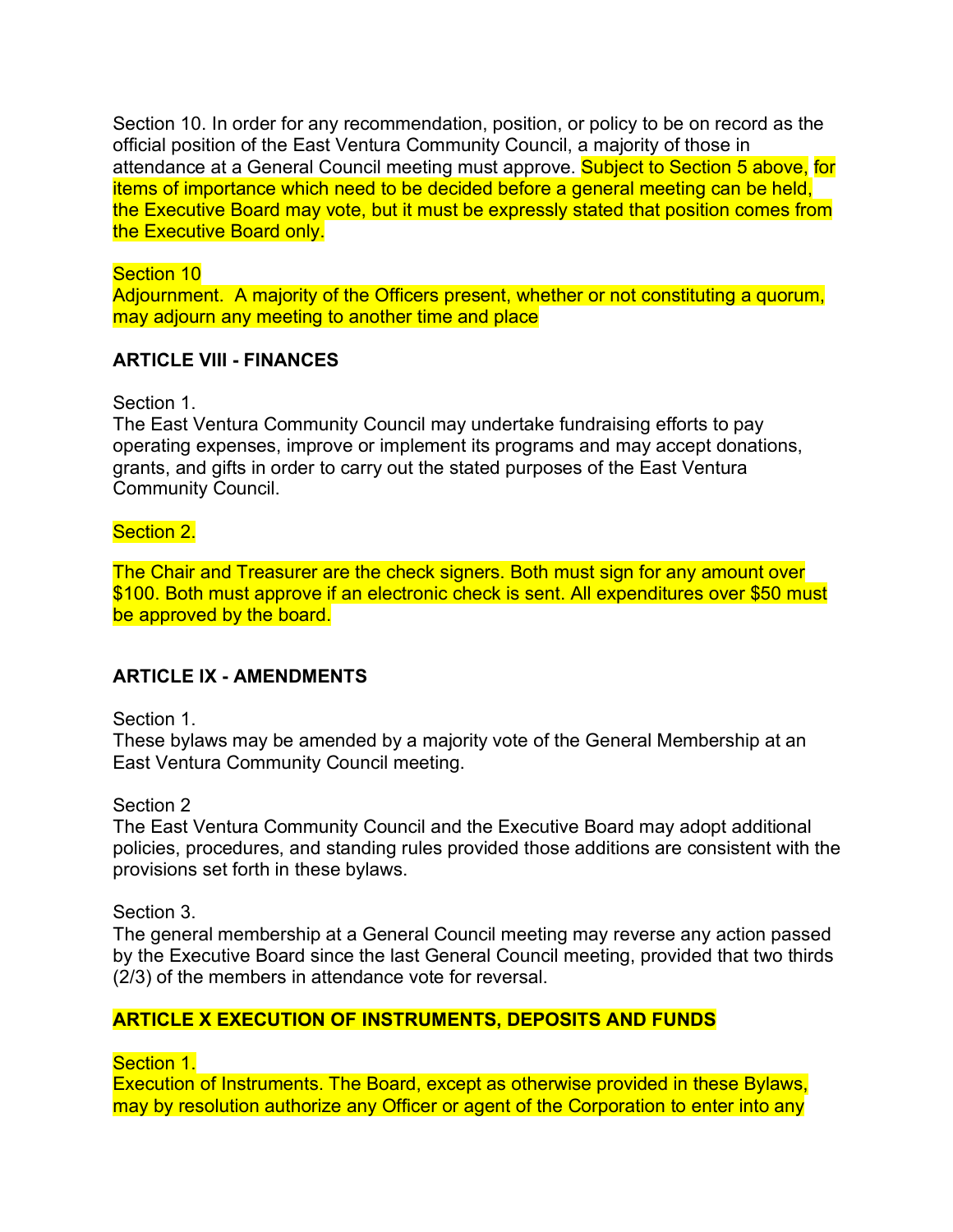Section 10. In order for any recommendation, position, or policy to be on record as the official position of the East Ventura Community Council, a majority of those in attendance at a General Council meeting must approve. Subject to Section 5 above, for items of importance which need to be decided before a general meeting can be held, the Executive Board may vote, but it must be expressly stated that position comes from the Executive Board only.

Section 10
Adjournment. A majority of the Officers present, whether or not constituting a quorum, may adjourn any meeting to another time and place

**ARTICLE VIII - FINANCES**

Section 1.
The East Ventura Community Council may undertake fundraising efforts to pay operating expenses, improve or implement its programs and may accept donations, grants, and gifts in order to carry out the stated purposes of the East Ventura Community Council.

Section 2.

The Chair and Treasurer are the check signers. Both must sign for any amount over $100. Both must approve if an electronic check is sent. All expenditures over $50 must be approved by the board.

**ARTICLE IX - AMENDMENTS**

Section 1.
These bylaws may be amended by a majority vote of the General Membership at an East Ventura Community Council meeting.

Section 2
The East Ventura Community Council and the Executive Board may adopt additional policies, procedures, and standing rules provided those additions are consistent with the provisions set forth in these bylaws.

Section 3.
The general membership at a General Council meeting may reverse any action passed by the Executive Board since the last General Council meeting, provided that two thirds (2/3) of the members in attendance vote for reversal.

**ARTICLE X EXECUTION OF INSTRUMENTS, DEPOSITS AND FUNDS**

Section 1.
Execution of Instruments. The Board, except as otherwise provided in these Bylaws, may by resolution authorize any Officer or agent of the Corporation to enter into any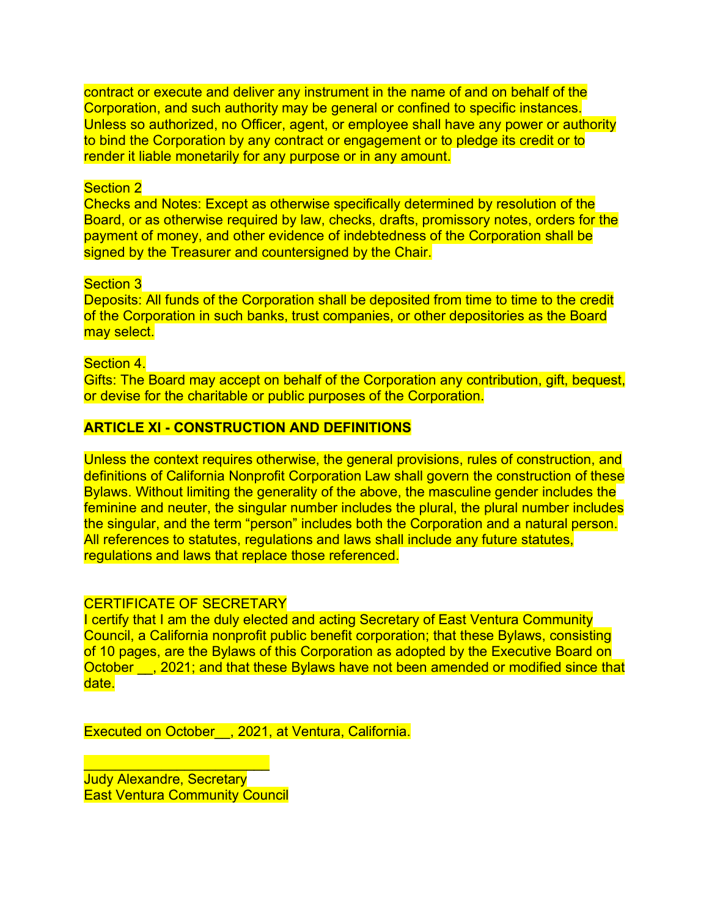contract or execute and deliver any instrument in the name of and on behalf of the Corporation, and such authority may be general or confined to specific instances. Unless so authorized, no Officer, agent, or employee shall have any power or authority to bind the Corporation by any contract or engagement or to pledge its credit or to render it liable monetarily for any purpose or in any amount.

Section 2
Checks and Notes: Except as otherwise specifically determined by resolution of the Board, or as otherwise required by law, checks, drafts, promissory notes, orders for the payment of money, and other evidence of indebtedness of the Corporation shall be signed by the Treasurer and countersigned by the Chair.

Section 3
Deposits: All funds of the Corporation shall be deposited from time to time to the credit of the Corporation in such banks, trust companies, or other depositories as the Board may select.

Section 4.
Gifts: The Board may accept on behalf of the Corporation any contribution, gift, bequest, or devise for the charitable or public purposes of the Corporation.

**ARTICLE XI - CONSTRUCTION AND DEFINITIONS**

Unless the context requires otherwise, the general provisions, rules of construction, and definitions of California Nonprofit Corporation Law shall govern the construction of these Bylaws. Without limiting the generality of the above, the masculine gender includes the feminine and neuter, the singular number includes the plural, the plural number includes the singular, and the term "person" includes both the Corporation and a natural person. All references to statutes, regulations and laws shall include any future statutes, regulations and laws that replace those referenced.

CERTIFICATE OF SECRETARY
I certify that I am the duly elected and acting Secretary of East Ventura Community Council, a California nonprofit public benefit corporation; that these Bylaws, consisting of 10 pages, are the Bylaws of this Corporation as adopted by the Executive Board on October __, 2021; and that these Bylaws have not been amended or modified since that date.

Executed on October__, 2021, at Ventura, California.

________________________
Judy Alexandre, Secretary
East Ventura Community Council